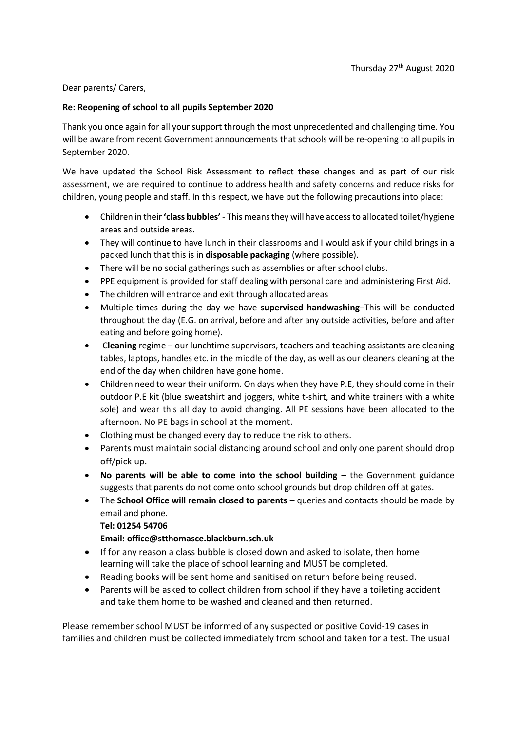Thursday 27th August 2020

Dear parents/ Carers,

**Re: Reopening of school to all pupils September 2020**

Thank you once again for all your support through the most unprecedented and challenging time. You will be aware from recent Government announcements that schools will be re-opening to all pupils in September 2020.

We have updated the School Risk Assessment to reflect these changes and as part of our risk assessment, we are required to continue to address health and safety concerns and reduce risks for children, young people and staff. In this respect, we have put the following precautions into place:

- Children in their **'class bubbles'** - This means they will have access to allocated toilet/hygiene areas and outside areas.
- They will continue to have lunch in their classrooms and I would ask if your child brings in a packed lunch that this is in **disposable packaging** (where possible).
- There will be no social gatherings such as assemblies or after school clubs.
- PPE equipment is provided for staff dealing with personal care and administering First Aid.
- The children will entrance and exit through allocated areas
- Multiple times during the day we have **supervised handwashing**–This will be conducted throughout the day (E.G. on arrival, before and after any outside activities, before and after eating and before going home).
- C**leaning** regime – our lunchtime supervisors, teachers and teaching assistants are cleaning tables, laptops, handles etc. in the middle of the day, as well as our cleaners cleaning at the end of the day when children have gone home.
- Children need to wear their uniform. On days when they have P.E, they should come in their outdoor P.E kit (blue sweatshirt and joggers, white t-shirt, and white trainers with a white sole) and wear this all day to avoid changing. All PE sessions have been allocated to the afternoon. No PE bags in school at the moment.
- Clothing must be changed every day to reduce the risk to others.
- Parents must maintain social distancing around school and only one parent should drop off/pick up.
- **No parents will be able to come into the school building** – the Government guidance suggests that parents do not come onto school grounds but drop children off at gates.
- The **School Office will remain closed to parents** – queries and contacts should be made by email and phone.
  **Tel: 01254 54706**
  **Email: office@stthomasce.blackburn.sch.uk**
- If for any reason a class bubble is closed down and asked to isolate, then home learning will take the place of school learning and MUST be completed.
- Reading books will be sent home and sanitised on return before being reused.
- Parents will be asked to collect children from school if they have a toileting accident and take them home to be washed and cleaned and then returned.

Please remember school MUST be informed of any suspected or positive Covid-19 cases in families and children must be collected immediately from school and taken for a test. The usual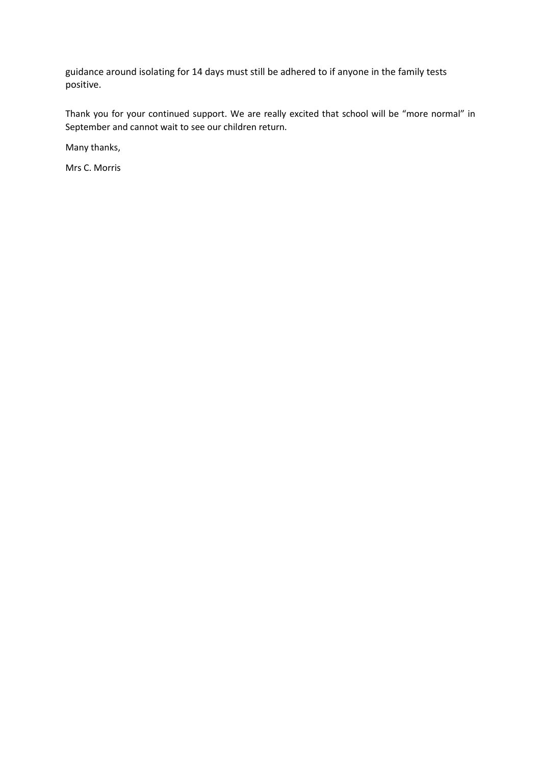guidance around isolating for 14 days must still be adhered to if anyone in the family tests positive.

Thank you for your continued support. We are really excited that school will be "more normal" in September and cannot wait to see our children return.

Many thanks,

Mrs C. Morris